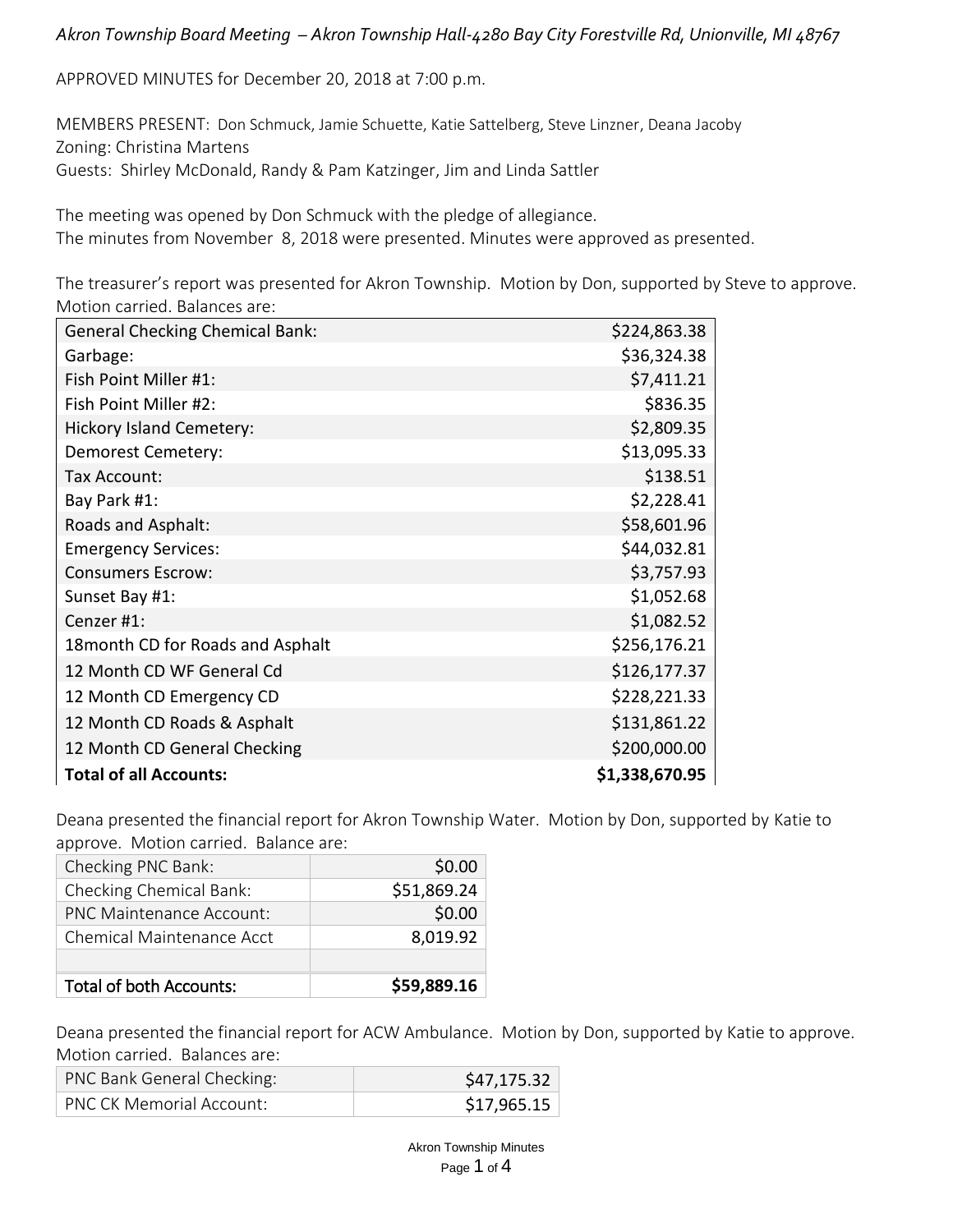*Akron Township Board Meeting – Akron Township Hall-4280 Bay City Forestville Rd, Unionville, MI 48767*

APPROVED MINUTES for December 20, 2018 at 7:00 p.m.

MEMBERS PRESENT: Don Schmuck, Jamie Schuette, Katie Sattelberg, Steve Linzner, Deana Jacoby
Zoning: Christina Martens
Guests: Shirley McDonald, Randy & Pam Katzinger, Jim and Linda Sattler

The meeting was opened by Don Schmuck with the pledge of allegiance.
The minutes from November 8, 2018 were presented. Minutes were approved as presented.

The treasurer's report was presented for Akron Township. Motion by Don, supported by Steve to approve. Motion carried. Balances are:

| | |
|---|---:|
| General Checking Chemical Bank: | $224,863.38 |
| Garbage: | $36,324.38 |
| Fish Point Miller #1: | $7,411.21 |
| Fish Point Miller #2: | $836.35 |
| Hickory Island Cemetery: | $2,809.35 |
| Demorest Cemetery: | $13,095.33 |
| Tax Account: | $138.51 |
| Bay Park #1: | $2,228.41 |
| Roads and Asphalt: | $58,601.96 |
| Emergency Services: | $44,032.81 |
| Consumers Escrow: | $3,757.93 |
| Sunset Bay #1: | $1,052.68 |
| Cenzer #1: | $1,082.52 |
| 18month CD for Roads and Asphalt | $256,176.21 |
| 12 Month CD WF General Cd | $126,177.37 |
| 12 Month CD Emergency CD | $228,221.33 |
| 12 Month CD Roads & Asphalt | $131,861.22 |
| 12 Month CD General Checking | $200,000.00 |
| **Total of all Accounts:** | **$1,338,670.95** |

Deana presented the financial report for Akron Township Water. Motion by Don, supported by Katie to approve. Motion carried. Balance are:

| | |
|---|---:|
| Checking PNC Bank: | $0.00 |
| Checking Chemical Bank: | $51,869.24 |
| PNC Maintenance Account: | $0.00 |
| Chemical Maintenance Acct | 8,019.92 |
| | |
| Total of both Accounts: | **$59,889.16** |

Deana presented the financial report for ACW Ambulance. Motion by Don, supported by Katie to approve. Motion carried. Balances are:

| | |
|---|---:|
| PNC Bank General Checking: | $47,175.32 |
| PNC CK Memorial Account: | $17,965.15 |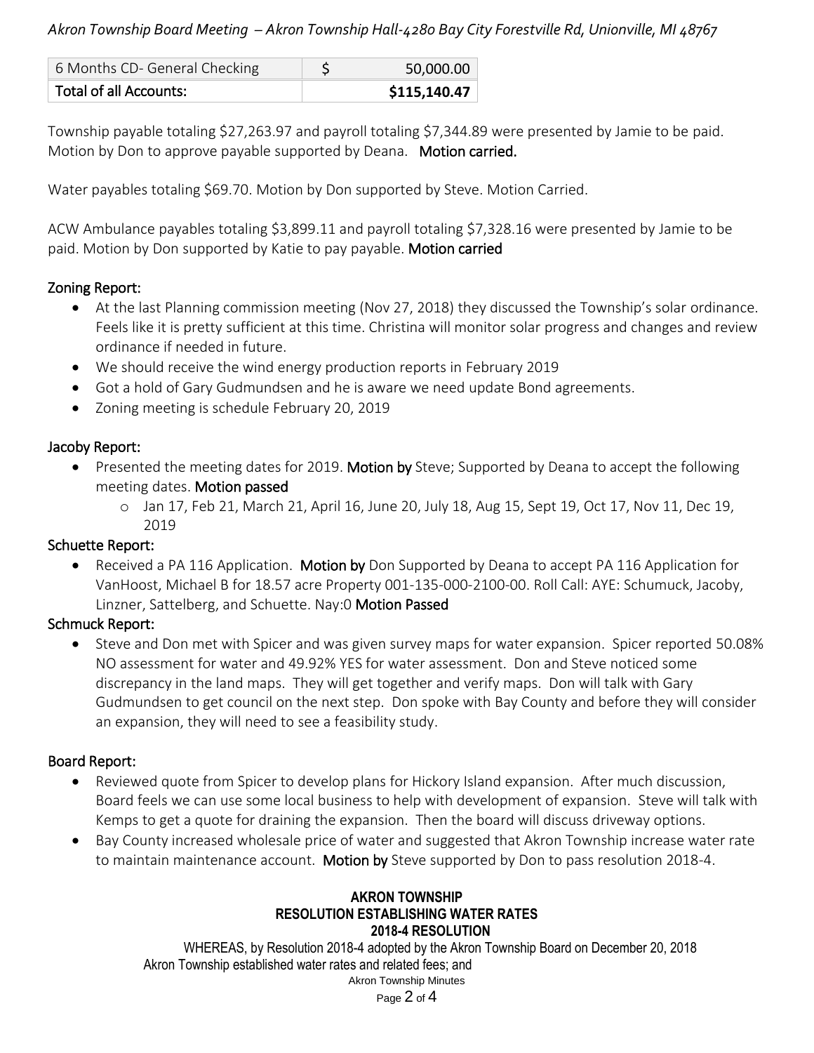| 6 Months CD- General Checking | $ | 50,000.00 |
|---|---|---|
| **Total of all Accounts:** | | **$115,140.47** |

Township payable totaling $27,263.97 and payroll totaling $7,344.89 were presented by Jamie to be paid. Motion by Don to approve payable supported by Deana. **Motion carried.**

Water payables totaling $69.70. Motion by Don supported by Steve. Motion Carried.

ACW Ambulance payables totaling $3,899.11 and payroll totaling $7,328.16 were presented by Jamie to be paid. Motion by Don supported by Katie to pay payable. **Motion carried**

## Zoning Report:

- At the last Planning commission meeting (Nov 27, 2018) they discussed the Township's solar ordinance. Feels like it is pretty sufficient at this time. Christina will monitor solar progress and changes and review ordinance if needed in future.
- We should receive the wind energy production reports in February 2019
- Got a hold of Gary Gudmundsen and he is aware we need update Bond agreements.
- Zoning meeting is schedule February 20, 2019

## Jacoby Report:

- Presented the meeting dates for 2019. **Motion by** Steve; Supported by Deana to accept the following meeting dates. **Motion passed**
  - Jan 17, Feb 21, March 21, April 16, June 20, July 18, Aug 15, Sept 19, Oct 17, Nov 11, Dec 19, 2019

## Schuette Report:

- Received a PA 116 Application. **Motion by** Don Supported by Deana to accept PA 116 Application for VanHoost, Michael B for 18.57 acre Property 001-135-000-2100-00. Roll Call: AYE: Schumuck, Jacoby, Linzner, Sattelberg, and Schuette. Nay:0 **Motion Passed**

## Schmuck Report:

- Steve and Don met with Spicer and was given survey maps for water expansion. Spicer reported 50.08% NO assessment for water and 49.92% YES for water assessment. Don and Steve noticed some discrepancy in the land maps. They will get together and verify maps. Don will talk with Gary Gudmundsen to get council on the next step. Don spoke with Bay County and before they will consider an expansion, they will need to see a feasibility study.

## Board Report:

- Reviewed quote from Spicer to develop plans for Hickory Island expansion. After much discussion, Board feels we can use some local business to help with development of expansion. Steve will talk with Kemps to get a quote for draining the expansion. Then the board will discuss driveway options.
- Bay County increased wholesale price of water and suggested that Akron Township increase water rate to maintain maintenance account. **Motion by** Steve supported by Don to pass resolution 2018-4.

**AKRON TOWNSHIP**
**RESOLUTION ESTABLISHING WATER RATES**
**2018-4 RESOLUTION**

WHEREAS, by Resolution 2018-4 adopted by the Akron Township Board on December 20, 2018 Akron Township established water rates and related fees; and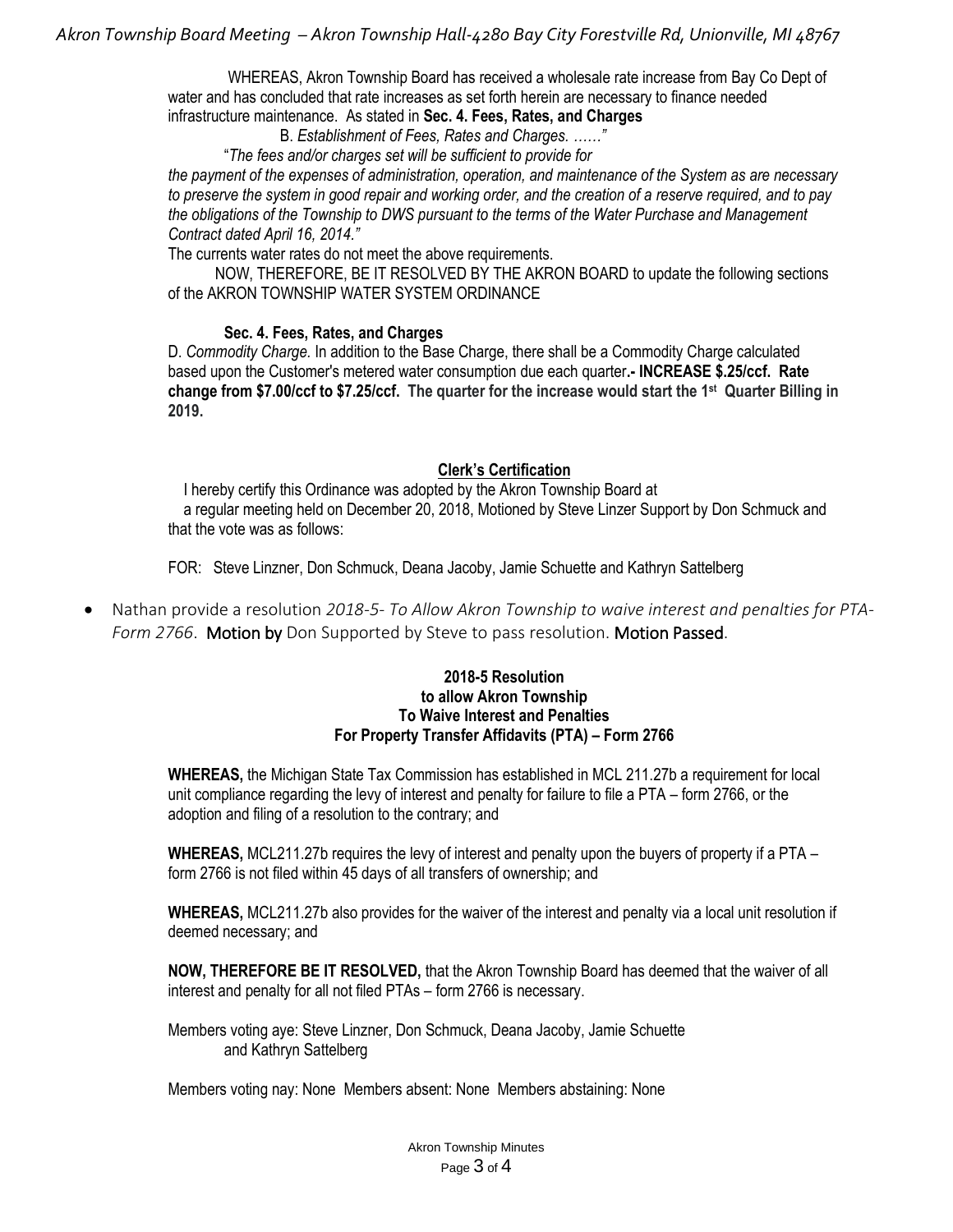WHEREAS, Akron Township Board has received a wholesale rate increase from Bay Co Dept of water and has concluded that rate increases as set forth herein are necessary to finance needed infrastructure maintenance. As stated in **Sec. 4. Fees, Rates, and Charges**

B. *Establishment of Fees, Rates and Charges. ……"*

"*The fees and/or charges set will be sufficient to provide for the payment of the expenses of administration, operation, and maintenance of the System as are necessary to preserve the system in good repair and working order, and the creation of a reserve required, and to pay the obligations of the Township to DWS pursuant to the terms of the Water Purchase and Management Contract dated April 16, 2014."*

The currents water rates do not meet the above requirements.

NOW, THEREFORE, BE IT RESOLVED BY THE AKRON BOARD to update the following sections of the AKRON TOWNSHIP WATER SYSTEM ORDINANCE

**Sec. 4. Fees, Rates, and Charges**

D. *Commodity Charge.* In addition to the Base Charge, there shall be a Commodity Charge calculated based upon the Customer's metered water consumption due each quarter**.- INCREASE $.25/ccf. Rate change from $7.00/ccf to $7.25/ccf. The quarter for the increase would start the 1st Quarter Billing in 2019.**

**Clerk's Certification**

I hereby certify this Ordinance was adopted by the Akron Township Board at a regular meeting held on December 20, 2018, Motioned by Steve Linzer Support by Don Schmuck and that the vote was as follows:

FOR: Steve Linzner, Don Schmuck, Deana Jacoby, Jamie Schuette and Kathryn Sattelberg

- Nathan provide a resolution *2018-5- To Allow Akron Township to waive interest and penalties for PTA-Form 2766*. Motion by Don Supported by Steve to pass resolution. Motion Passed.

**2018-5 Resolution**
**to allow Akron Township**
**To Waive Interest and Penalties**
**For Property Transfer Affidavits (PTA) – Form 2766**

**WHEREAS,** the Michigan State Tax Commission has established in MCL 211.27b a requirement for local unit compliance regarding the levy of interest and penalty for failure to file a PTA – form 2766, or the adoption and filing of a resolution to the contrary; and

**WHEREAS,** MCL211.27b requires the levy of interest and penalty upon the buyers of property if a PTA – form 2766 is not filed within 45 days of all transfers of ownership; and

**WHEREAS,** MCL211.27b also provides for the waiver of the interest and penalty via a local unit resolution if deemed necessary; and

**NOW, THEREFORE BE IT RESOLVED,** that the Akron Township Board has deemed that the waiver of all interest and penalty for all not filed PTAs – form 2766 is necessary.

Members voting aye: Steve Linzner, Don Schmuck, Deana Jacoby, Jamie Schuette and Kathryn Sattelberg

Members voting nay: None Members absent: None Members abstaining: None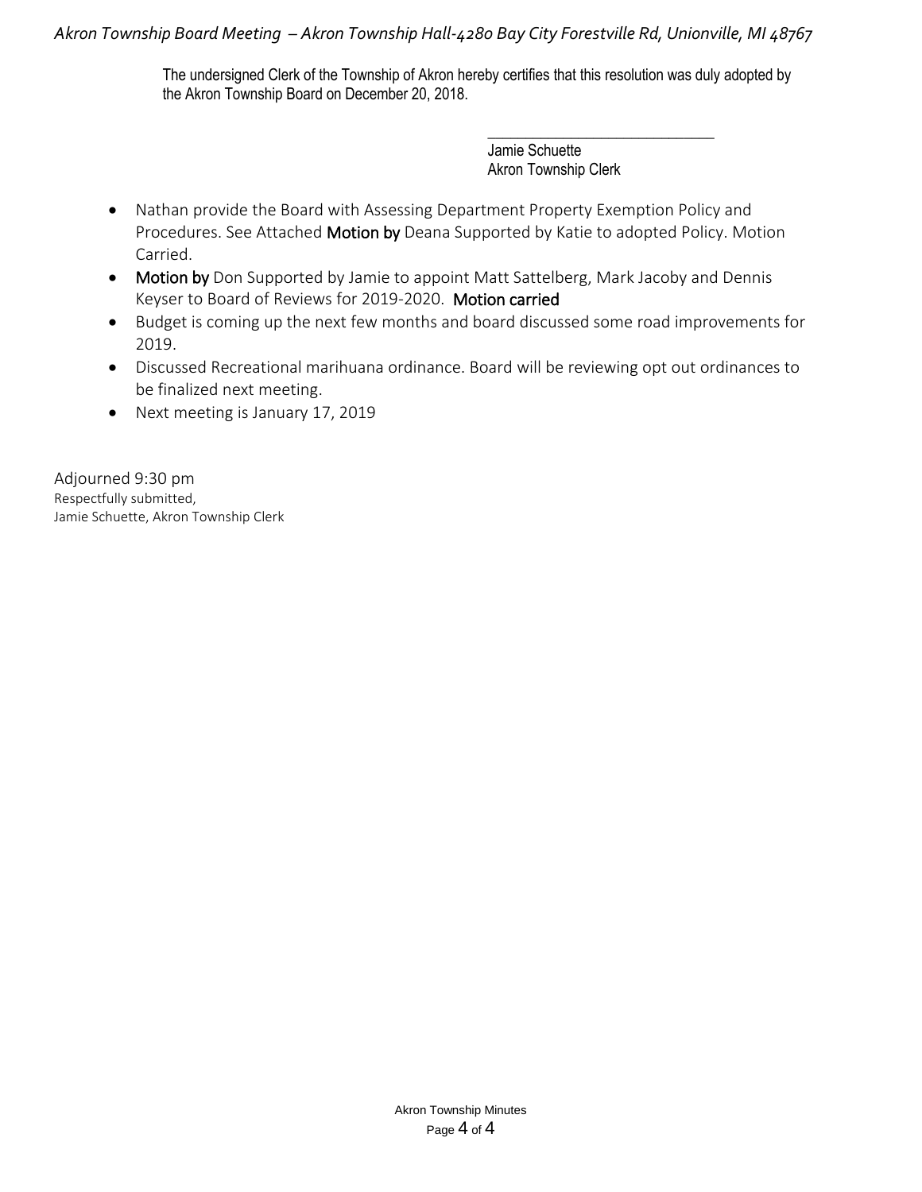The undersigned Clerk of the Township of Akron hereby certifies that this resolution was duly adopted by the Akron Township Board on December 20, 2018.

\_\_\_\_\_\_\_\_\_\_\_\_\_\_\_\_\_\_\_\_\_\_\_\_\_\_\_\_\_\_
Jamie Schuette
Akron Township Clerk

- Nathan provide the Board with Assessing Department Property Exemption Policy and Procedures. See Attached **Motion by** Deana Supported by Katie to adopted Policy. Motion Carried.
- **Motion by** Don Supported by Jamie to appoint Matt Sattelberg, Mark Jacoby and Dennis Keyser to Board of Reviews for 2019-2020. **Motion carried**
- Budget is coming up the next few months and board discussed some road improvements for 2019.
- Discussed Recreational marihuana ordinance. Board will be reviewing opt out ordinances to be finalized next meeting.
- Next meeting is January 17, 2019

Adjourned 9:30 pm
Respectfully submitted,
Jamie Schuette, Akron Township Clerk